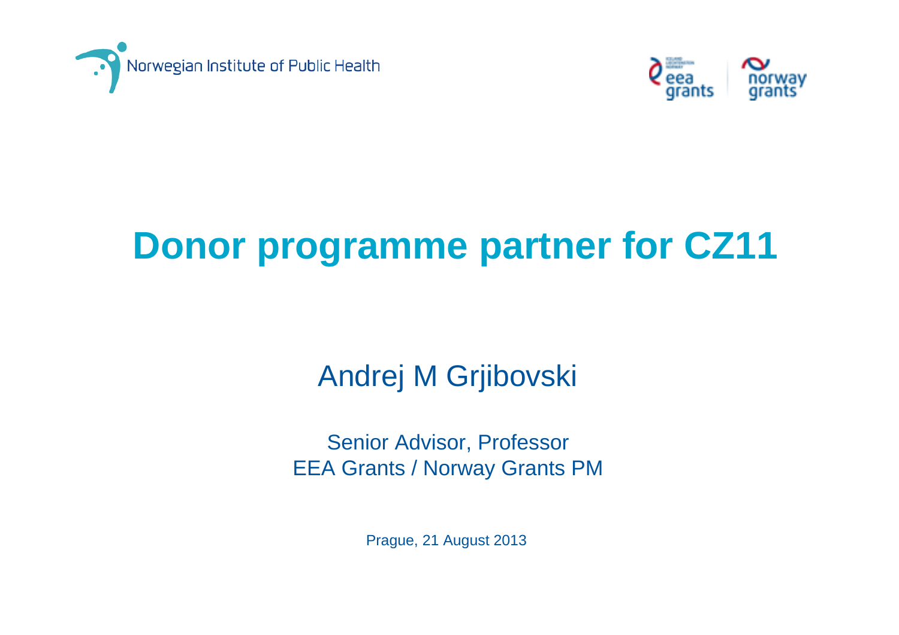Norwegian Institute of Public Health

eea grants | norway grants

# Donor programme partner for CZ11

Andrej M Grjibovski

Senior Advisor, Professor
EEA Grants / Norway Grants PM

Prague, 21 August 2013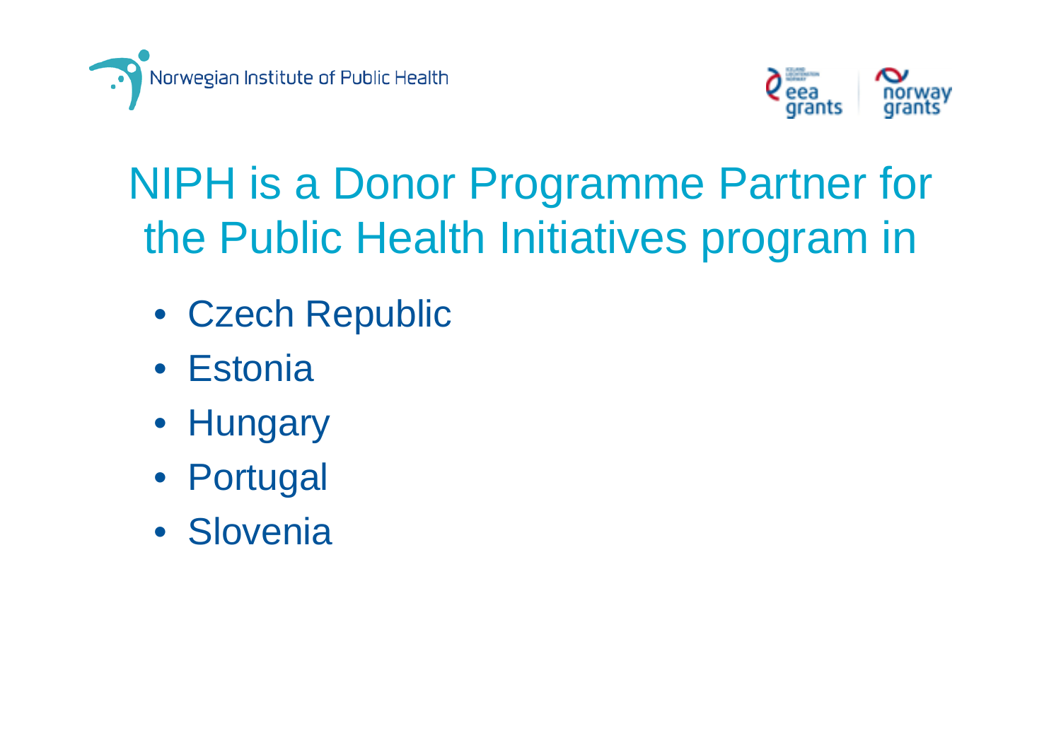# NIPH is a Donor Programme Partner for the Public Health Initiatives program in

- Czech Republic
- Estonia
- Hungary
- Portugal
- Slovenia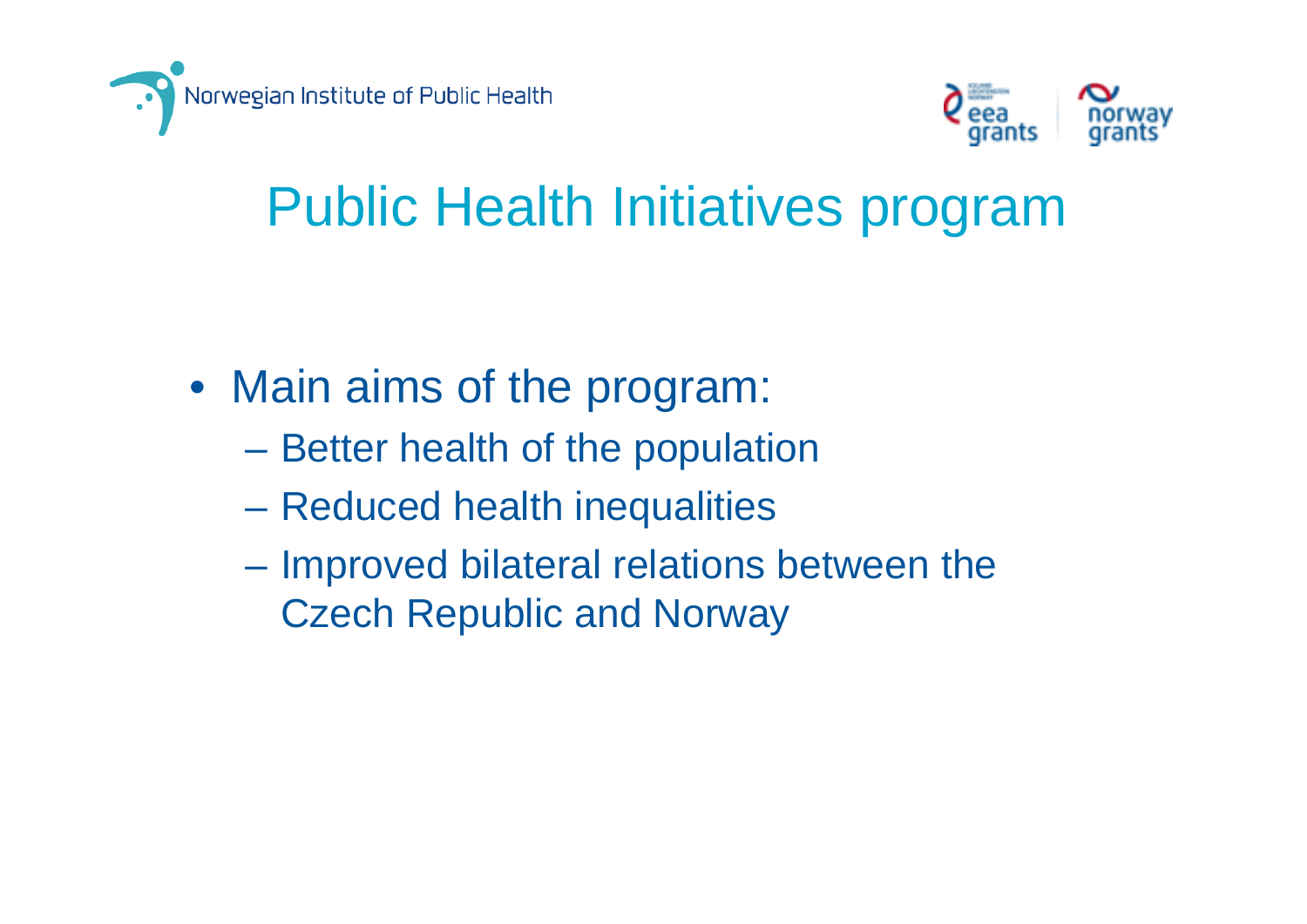# Public Health Initiatives program

- Main aims of the program:
  - Better health of the population
  - Reduced health inequalities
  - Improved bilateral relations between the Czech Republic and Norway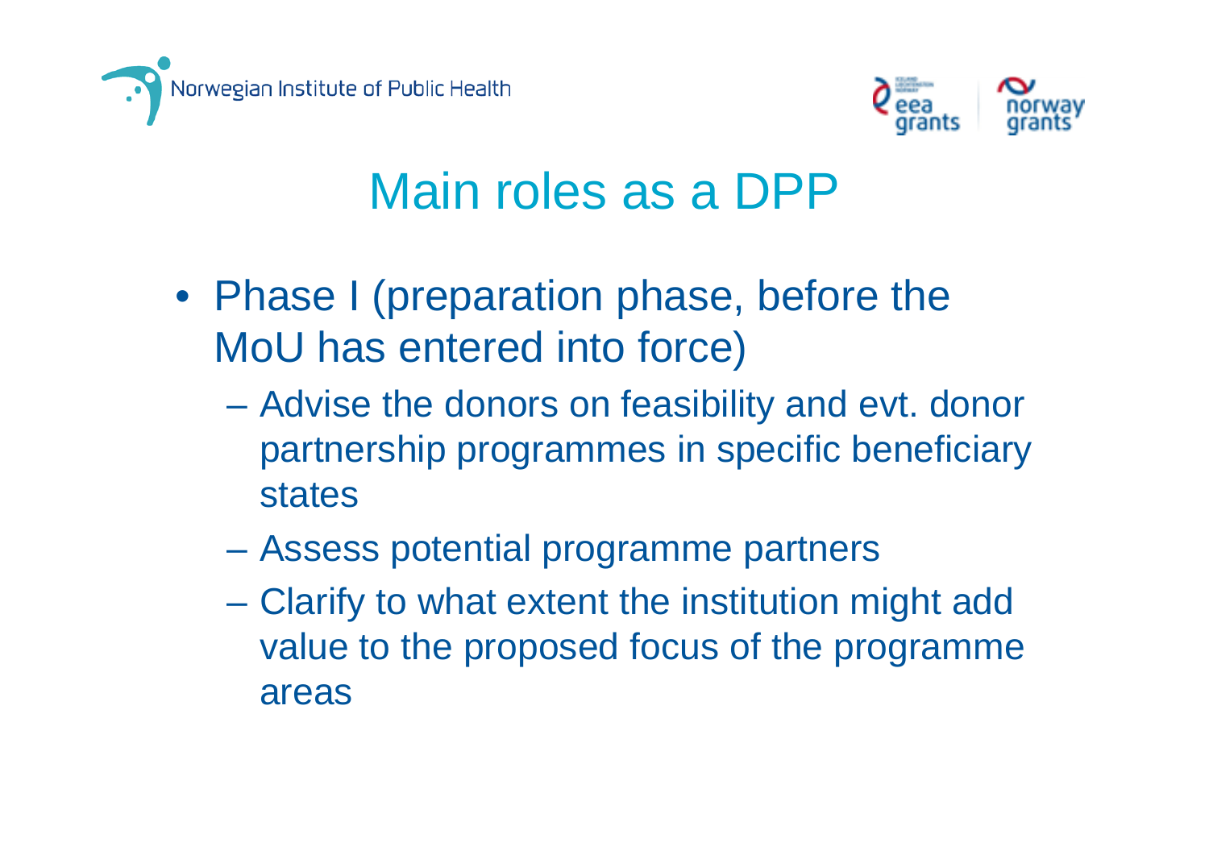# Main roles as a DPP

- Phase I (preparation phase, before the MoU has entered into force)
  - Advise the donors on feasibility and evt. donor partnership programmes in specific beneficiary states
  - Assess potential programme partners
  - Clarify to what extent the institution might add value to the proposed focus of the programme areas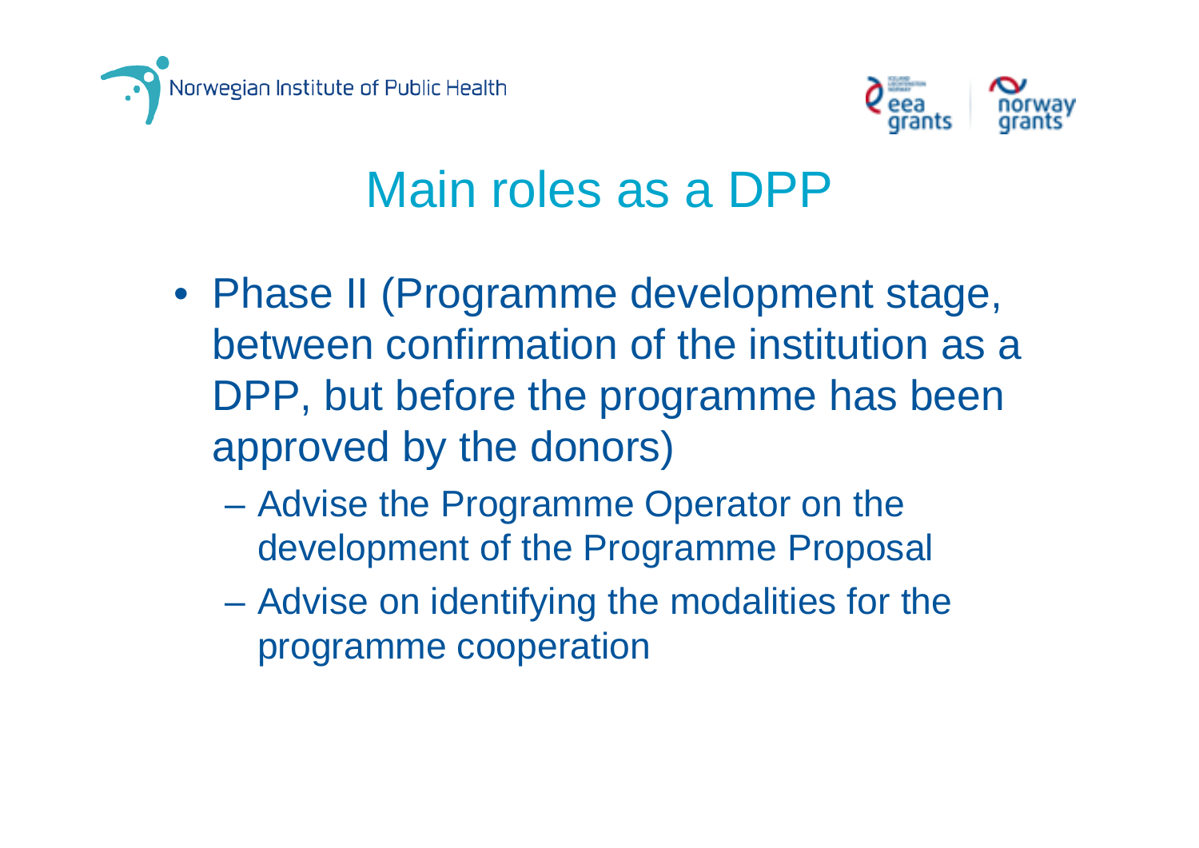# Main roles as a DPP

- Phase II (Programme development stage, between confirmation of the institution as a DPP, but before the programme has been approved by the donors)
  - Advise the Programme Operator on the development of the Programme Proposal
  - Advise on identifying the modalities for the programme cooperation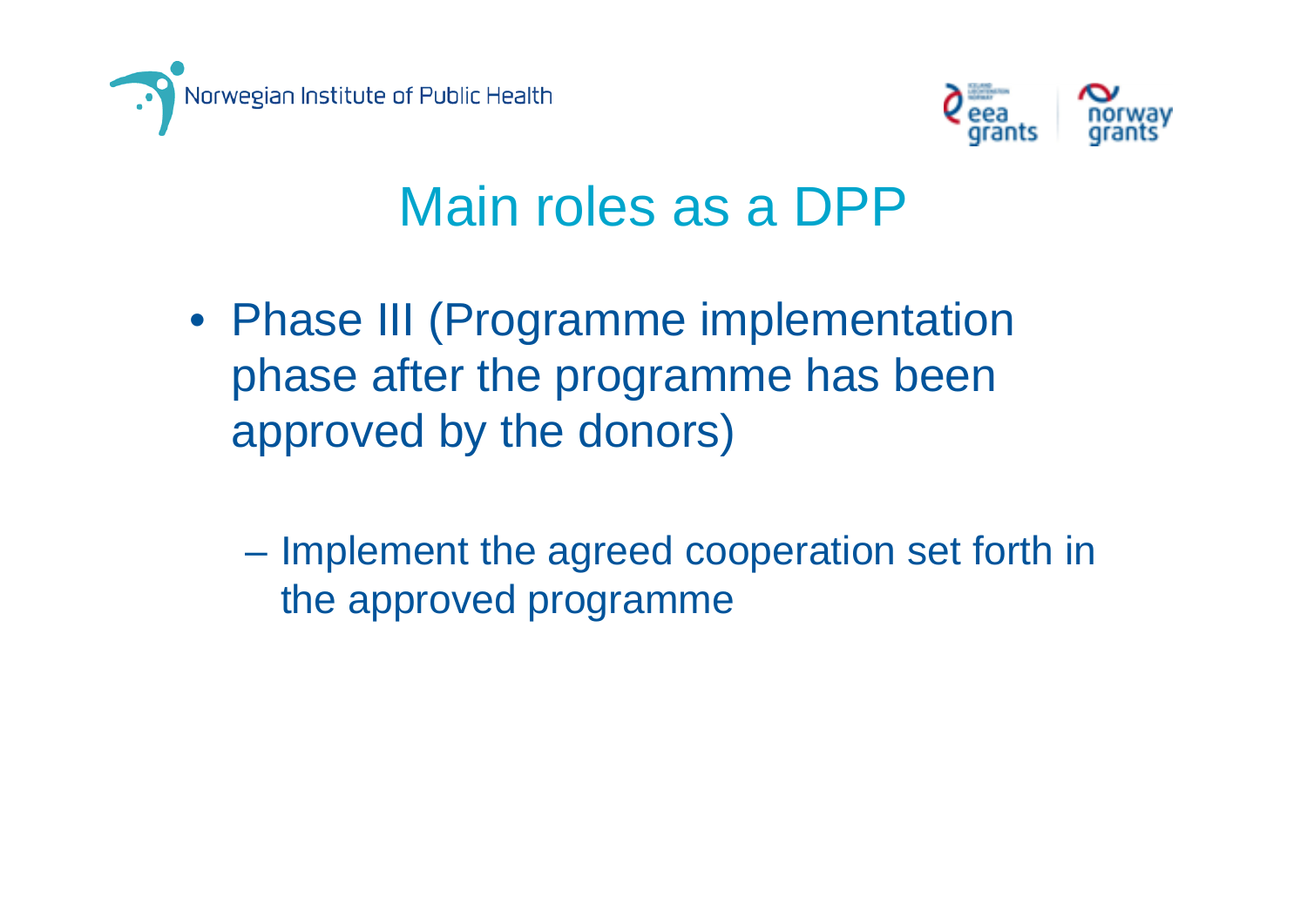# Main roles as a DPP

- Phase III (Programme implementation phase after the programme has been approved by the donors)
  - Implement the agreed cooperation set forth in the approved programme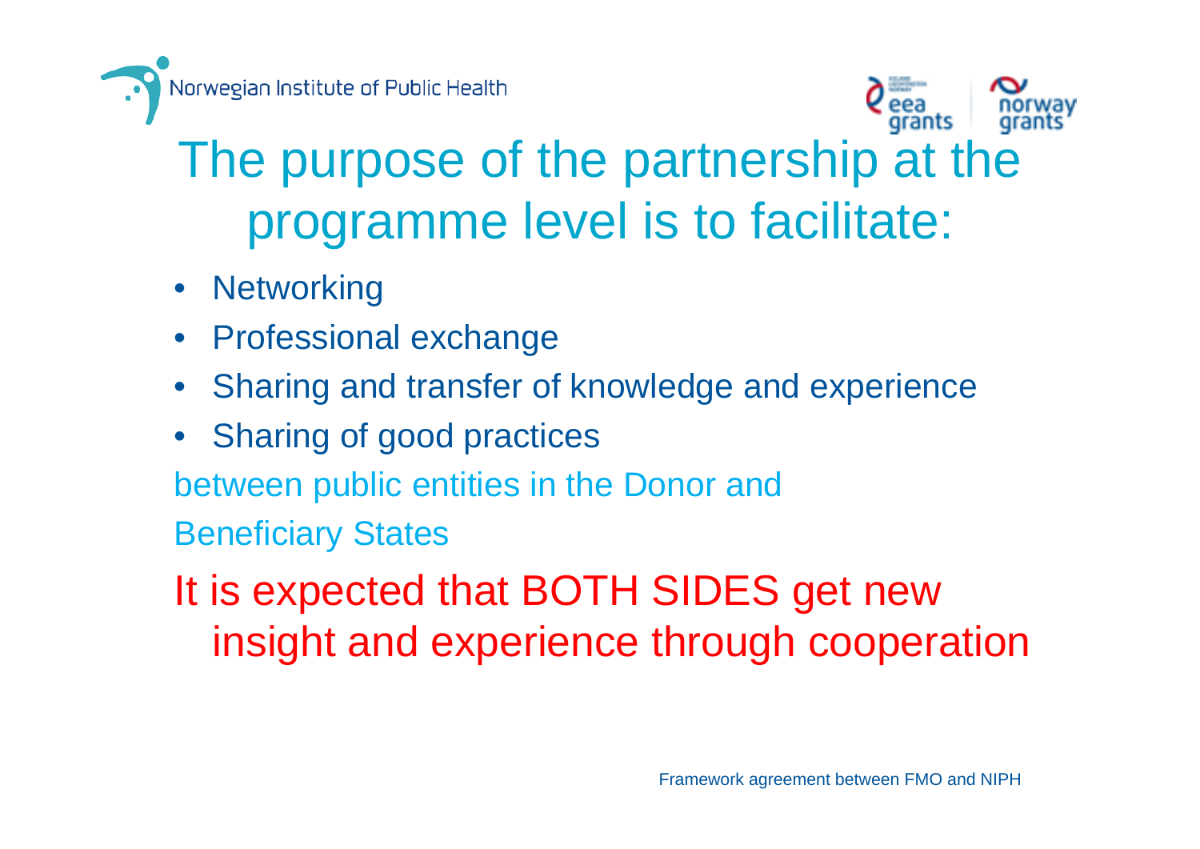# The purpose of the partnership at the programme level is to facilitate:

- Networking
- Professional exchange
- Sharing and transfer of knowledge and experience
- Sharing of good practices

between public entities in the Donor and Beneficiary States

It is expected that BOTH SIDES get new insight and experience through cooperation

Framework agreement between FMO and NIPH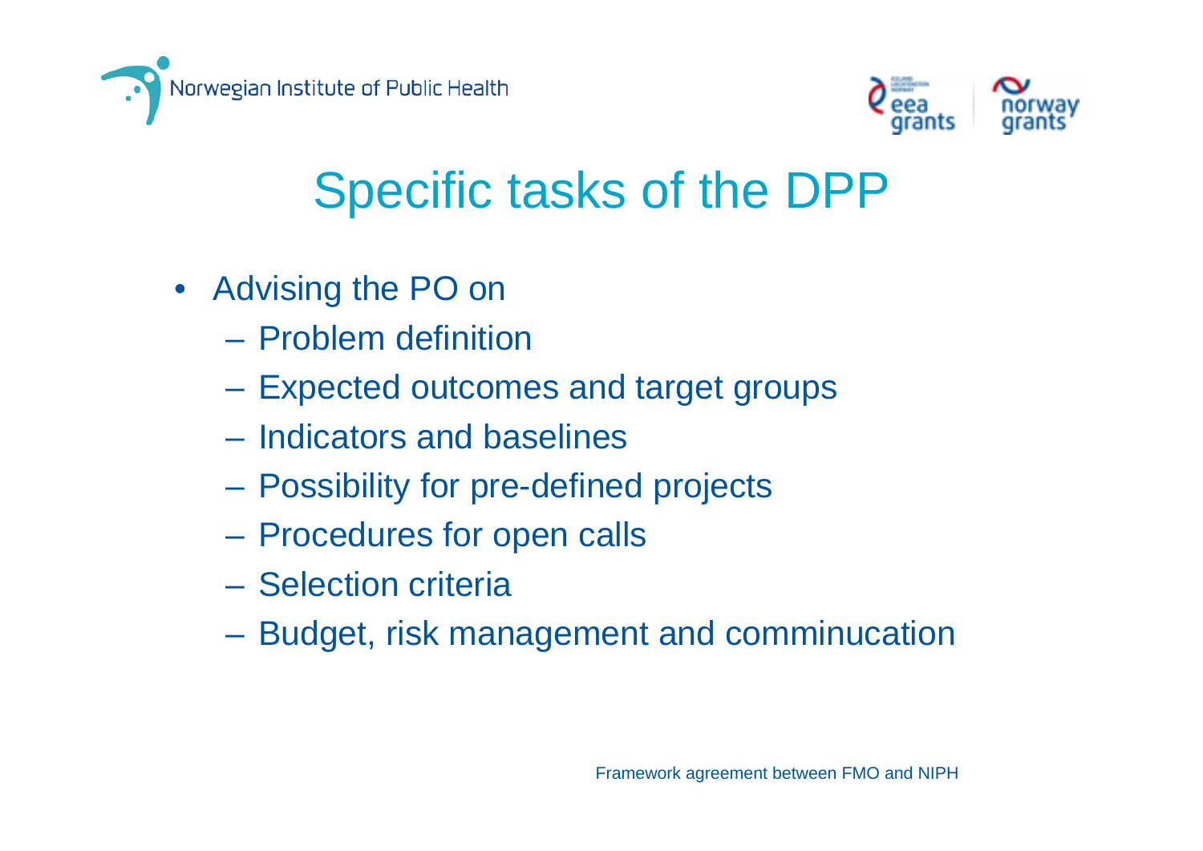# Specific tasks of the DPP

- Advising the PO on
  - Problem definition
  - Expected outcomes and target groups
  - Indicators and baselines
  - Possibility for pre-defined projects
  - Procedures for open calls
  - Selection criteria
  - Budget, risk management and comminucation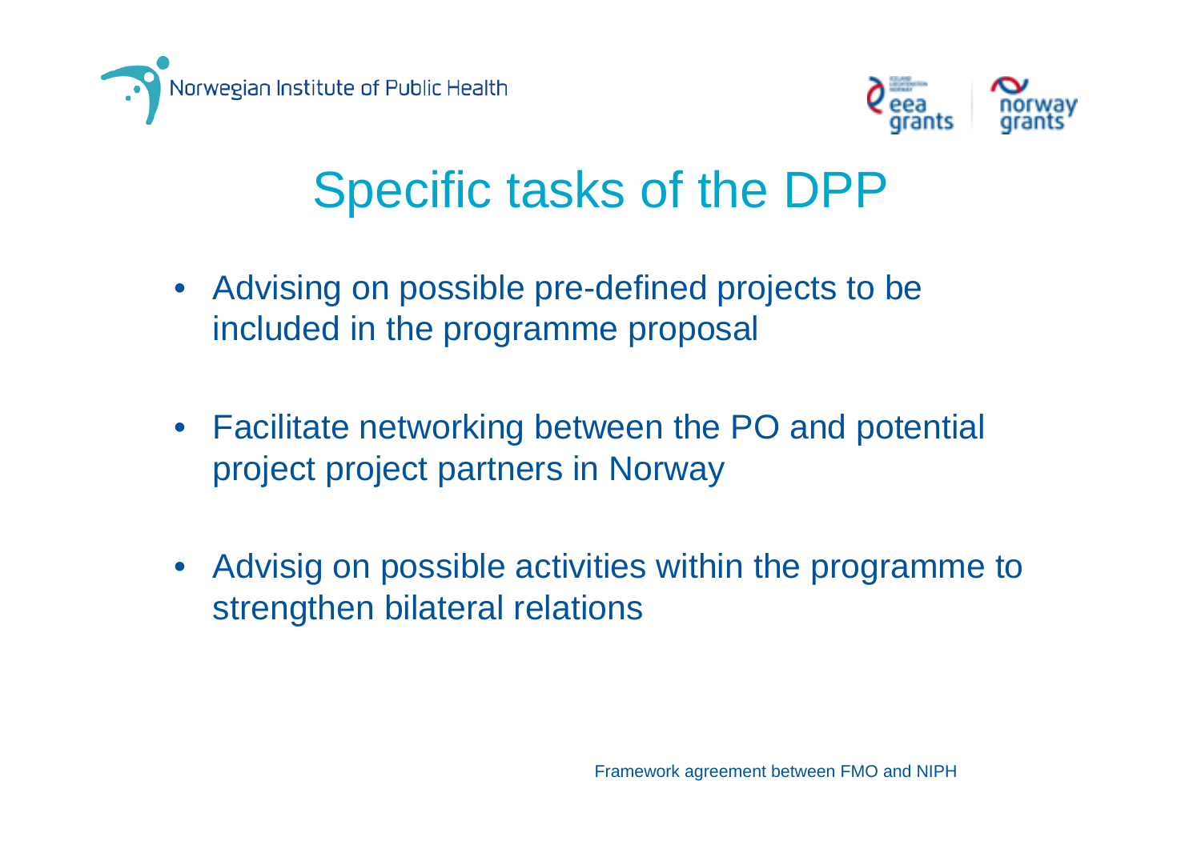# Specific tasks of the DPP

- Advising on possible pre-defined projects to be included in the programme proposal
- Facilitate networking between the PO and potential project project partners in Norway
- Advisig on possible activities within the programme to strengthen bilateral relations

Framework agreement between FMO and NIPH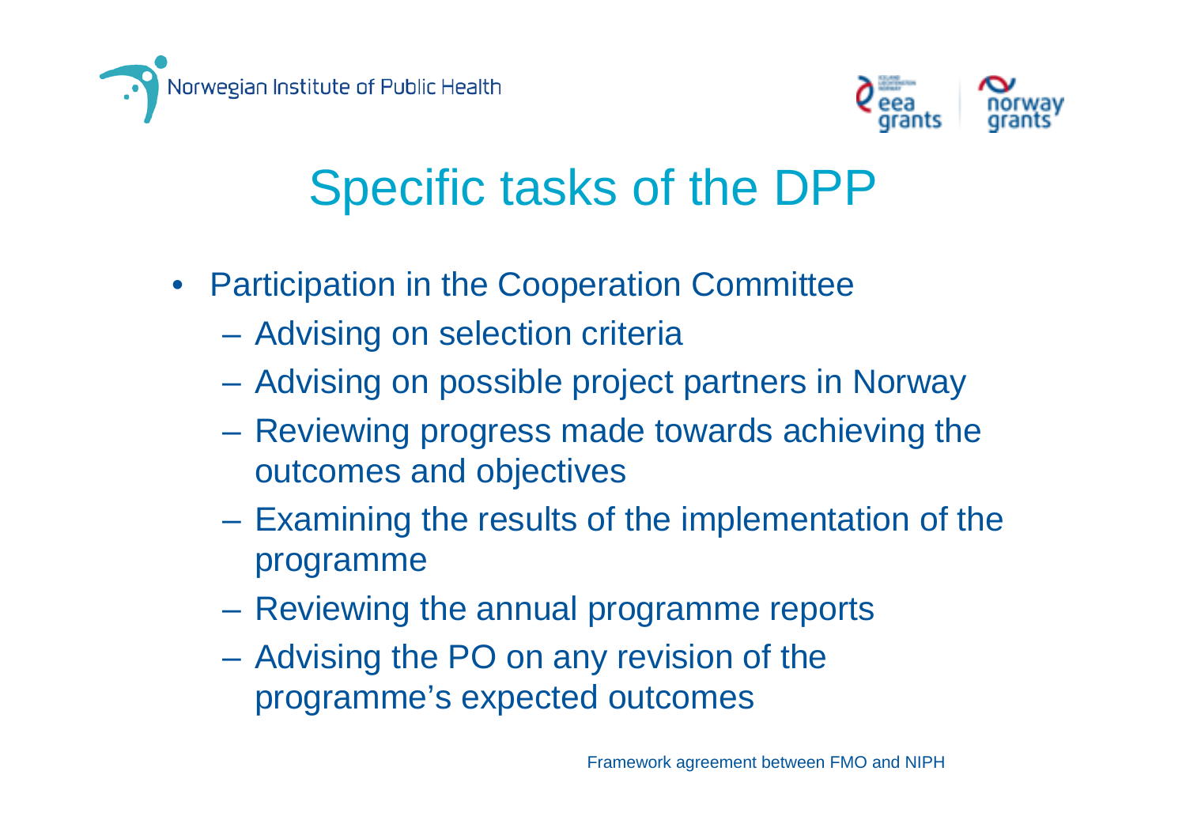# Specific tasks of the DPP

- Participation in the Cooperation Committee
  - Advising on selection criteria
  - Advising on possible project partners in Norway
  - Reviewing progress made towards achieving the outcomes and objectives
  - Examining the results of the implementation of the programme
  - Reviewing the annual programme reports
  - Advising the PO on any revision of the programme's expected outcomes

Framework agreement between FMO and NIPH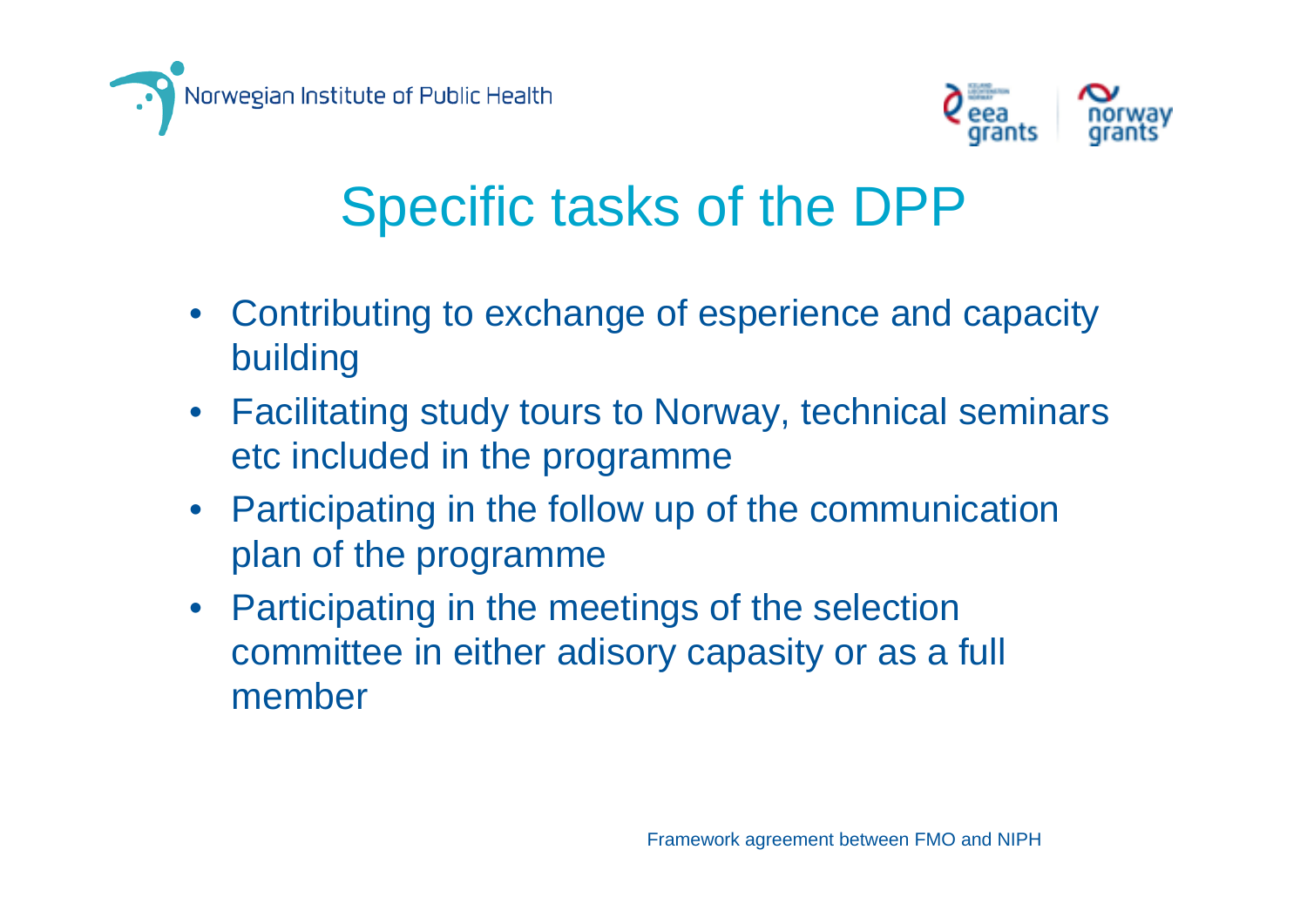# Specific tasks of the DPP

- Contributing to exchange of esperience and capacity building
- Facilitating study tours to Norway, technical seminars etc included in the programme
- Participating in the follow up of the communication plan of the programme
- Participating in the meetings of the selection committee in either adisory capasity or as a full member

Framework agreement between FMO and NIPH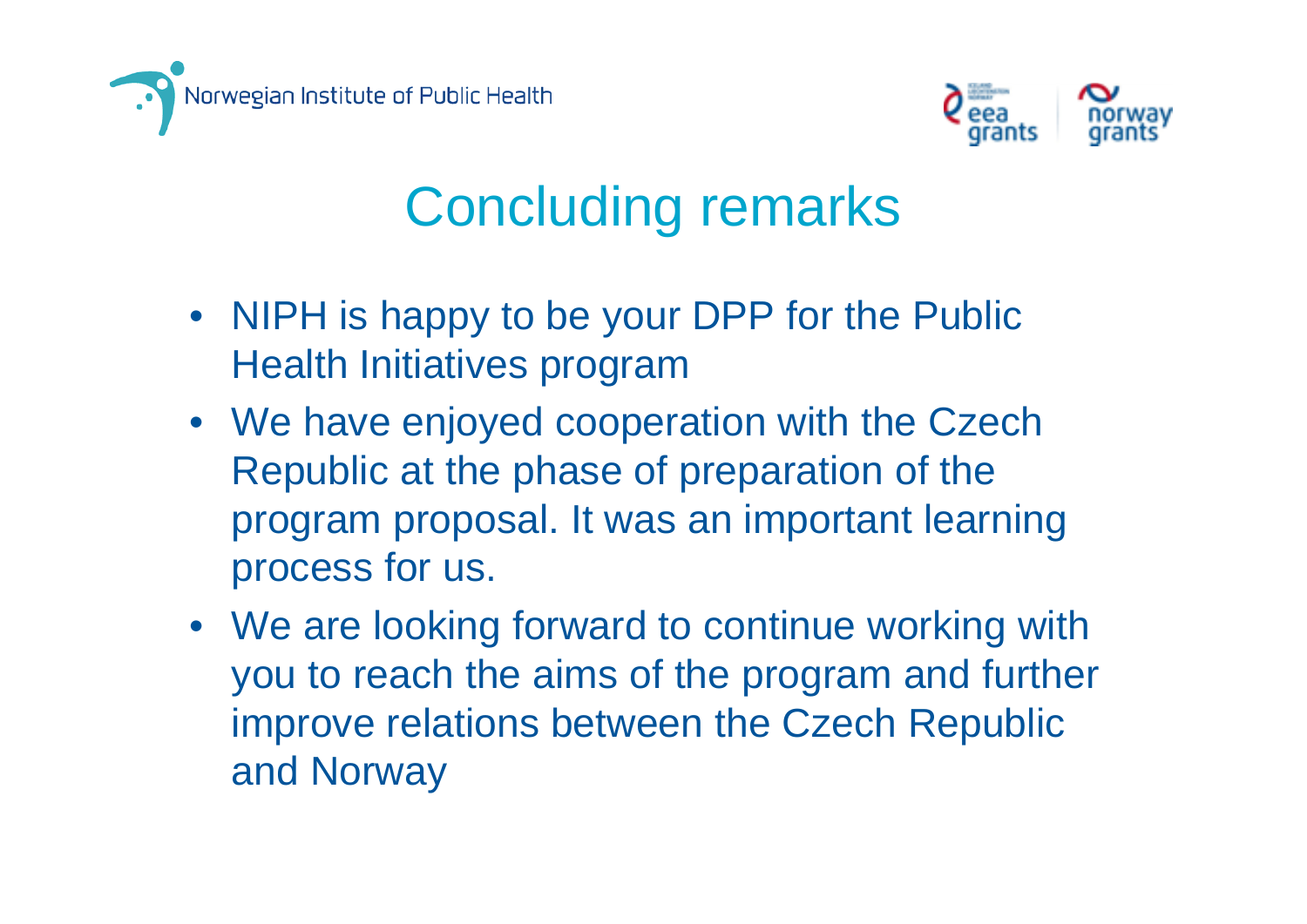# Concluding remarks

- NIPH is happy to be your DPP for the Public Health Initiatives program
- We have enjoyed cooperation with the Czech Republic at the phase of preparation of the program proposal. It was an important learning process for us.
- We are looking forward to continue working with you to reach the aims of the program and further improve relations between the Czech Republic and Norway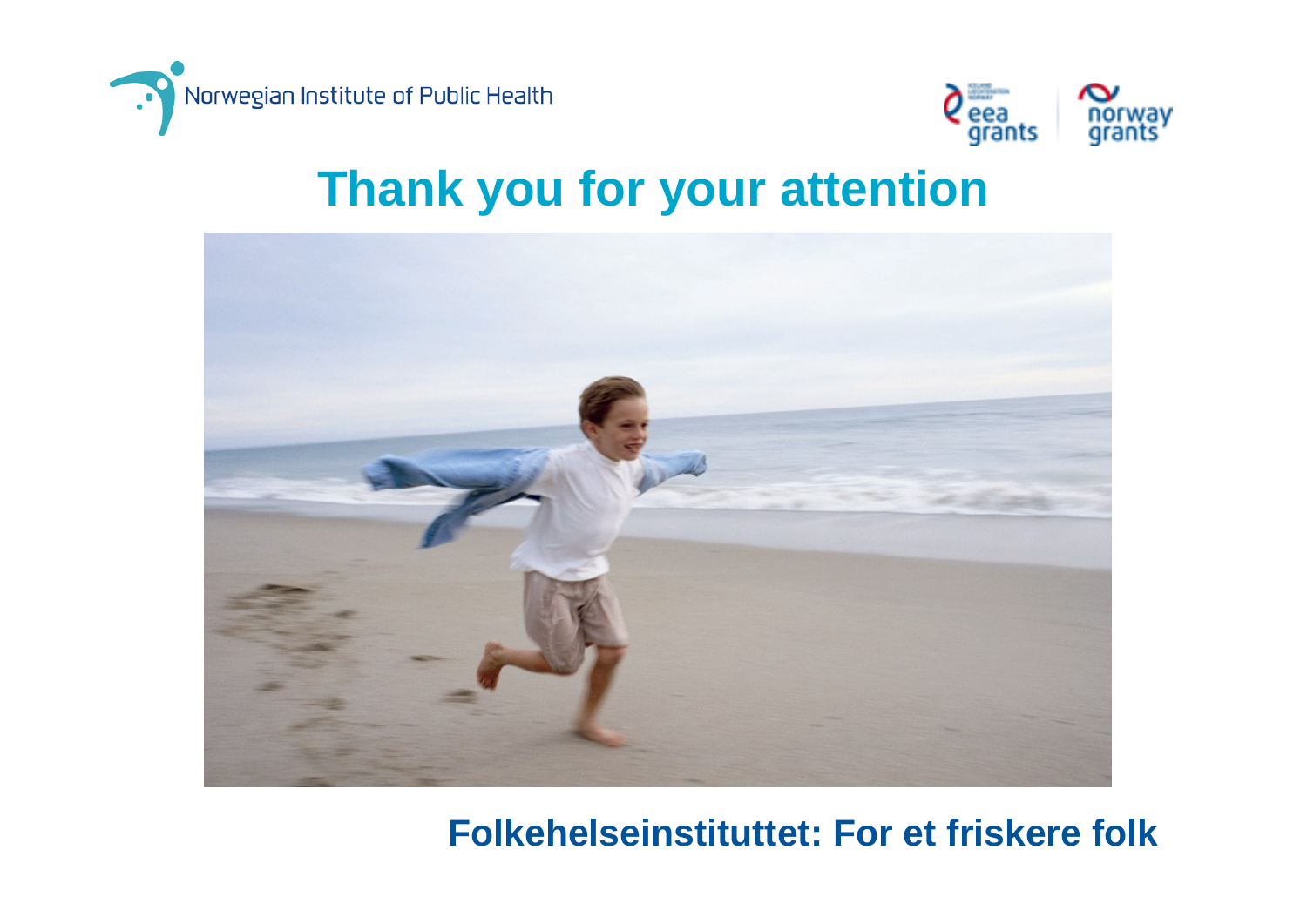# Thank you for your attention

**Folkehelseinstituttet: For et friskere folk**